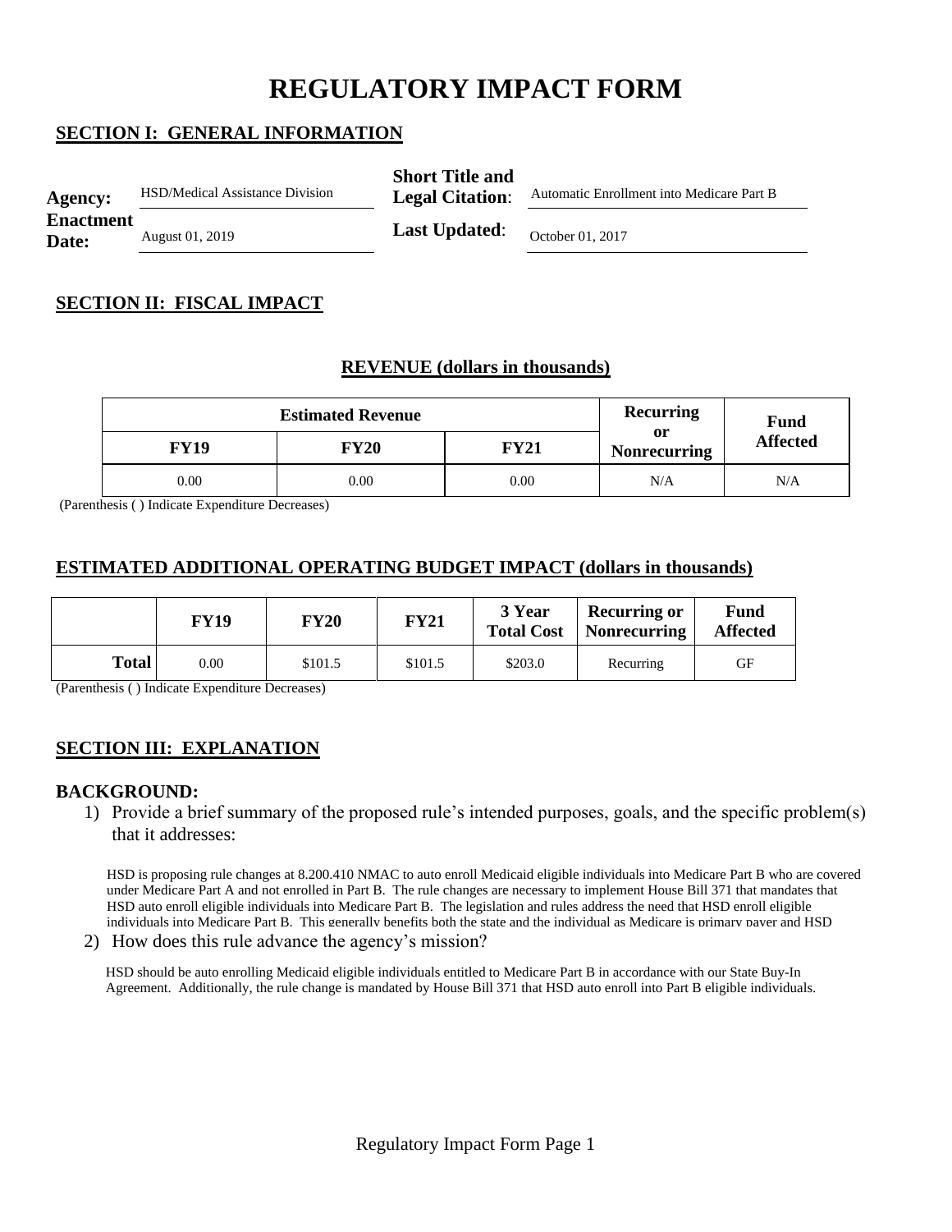# REGULATORY IMPACT FORM

## SECTION I: GENERAL INFORMATION

| | | | |
|---|---|---|---|
| **Agency:** | HSD/Medical Assistance Division | **Short Title and Legal Citation**: | Automatic Enrollment into Medicare Part B |
| **Enactment Date:** | August 01, 2019 | **Last Updated**: | October 01, 2017 |

## SECTION II: FISCAL IMPACT

### REVENUE (dollars in thousands)

| Estimated Revenue | | | Recurring or Nonrecurring | Fund Affected |
|---|---|---|---|---|
| **FY19** | **FY20** | **FY21** | | |
| 0.00 | 0.00 | 0.00 | N/A | N/A |

(Parenthesis ( ) Indicate Expenditure Decreases)

### ESTIMATED ADDITIONAL OPERATING BUDGET IMPACT (dollars in thousands)

| | FY19 | FY20 | FY21 | 3 Year Total Cost | Recurring or Nonrecurring | Fund Affected |
|---|---|---|---|---|---|---|
| **Total** | 0.00 | $101.5 | $101.5 | $203.0 | Recurring | GF |

(Parenthesis ( ) Indicate Expenditure Decreases)

## SECTION III: EXPLANATION

### BACKGROUND:

1) Provide a brief summary of the proposed rule's intended purposes, goals, and the specific problem(s) that it addresses:

HSD is proposing rule changes at 8.200.410 NMAC to auto enroll Medicaid eligible individuals into Medicare Part B who are covered under Medicare Part A and not enrolled in Part B. The rule changes are necessary to implement House Bill 371 that mandates that HSD auto enroll eligible individuals into Medicare Part B. The legislation and rules address the need that HSD enroll eligible individuals into Medicare Part B. This generally benefits both the state and the individual as Medicare is primary payer and HSD

2) How does this rule advance the agency's mission?

HSD should be auto enrolling Medicaid eligible individuals entitled to Medicare Part B in accordance with our State Buy-In Agreement. Additionally, the rule change is mandated by House Bill 371 that HSD auto enroll into Part B eligible individuals.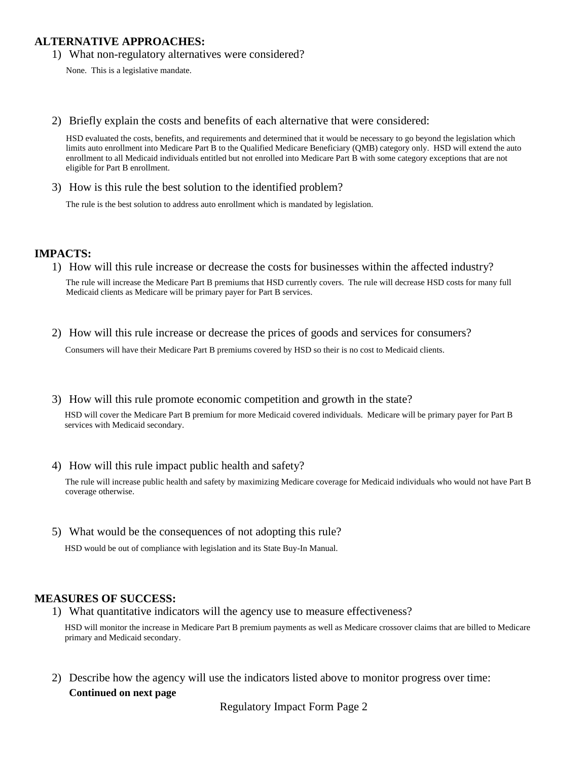## ALTERNATIVE APPROACHES:

1) What non-regulatory alternatives were considered?

None. This is a legislative mandate.

2) Briefly explain the costs and benefits of each alternative that were considered:

HSD evaluated the costs, benefits, and requirements and determined that it would be necessary to go beyond the legislation which limits auto enrollment into Medicare Part B to the Qualified Medicare Beneficiary (QMB) category only. HSD will extend the auto enrollment to all Medicaid individuals entitled but not enrolled into Medicare Part B with some category exceptions that are not eligible for Part B enrollment.

3) How is this rule the best solution to the identified problem?

The rule is the best solution to address auto enrollment which is mandated by legislation.

## IMPACTS:

1) How will this rule increase or decrease the costs for businesses within the affected industry?

The rule will increase the Medicare Part B premiums that HSD currently covers. The rule will decrease HSD costs for many full Medicaid clients as Medicare will be primary payer for Part B services.

2) How will this rule increase or decrease the prices of goods and services for consumers?

Consumers will have their Medicare Part B premiums covered by HSD so their is no cost to Medicaid clients.

3) How will this rule promote economic competition and growth in the state?

HSD will cover the Medicare Part B premium for more Medicaid covered individuals. Medicare will be primary payer for Part B services with Medicaid secondary.

4) How will this rule impact public health and safety?

The rule will increase public health and safety by maximizing Medicare coverage for Medicaid individuals who would not have Part B coverage otherwise.

5) What would be the consequences of not adopting this rule?

HSD would be out of compliance with legislation and its State Buy-In Manual.

## MEASURES OF SUCCESS:

1) What quantitative indicators will the agency use to measure effectiveness?

HSD will monitor the increase in Medicare Part B premium payments as well as Medicare crossover claims that are billed to Medicare primary and Medicaid secondary.

2) Describe how the agency will use the indicators listed above to monitor progress over time:

**Continued on next page**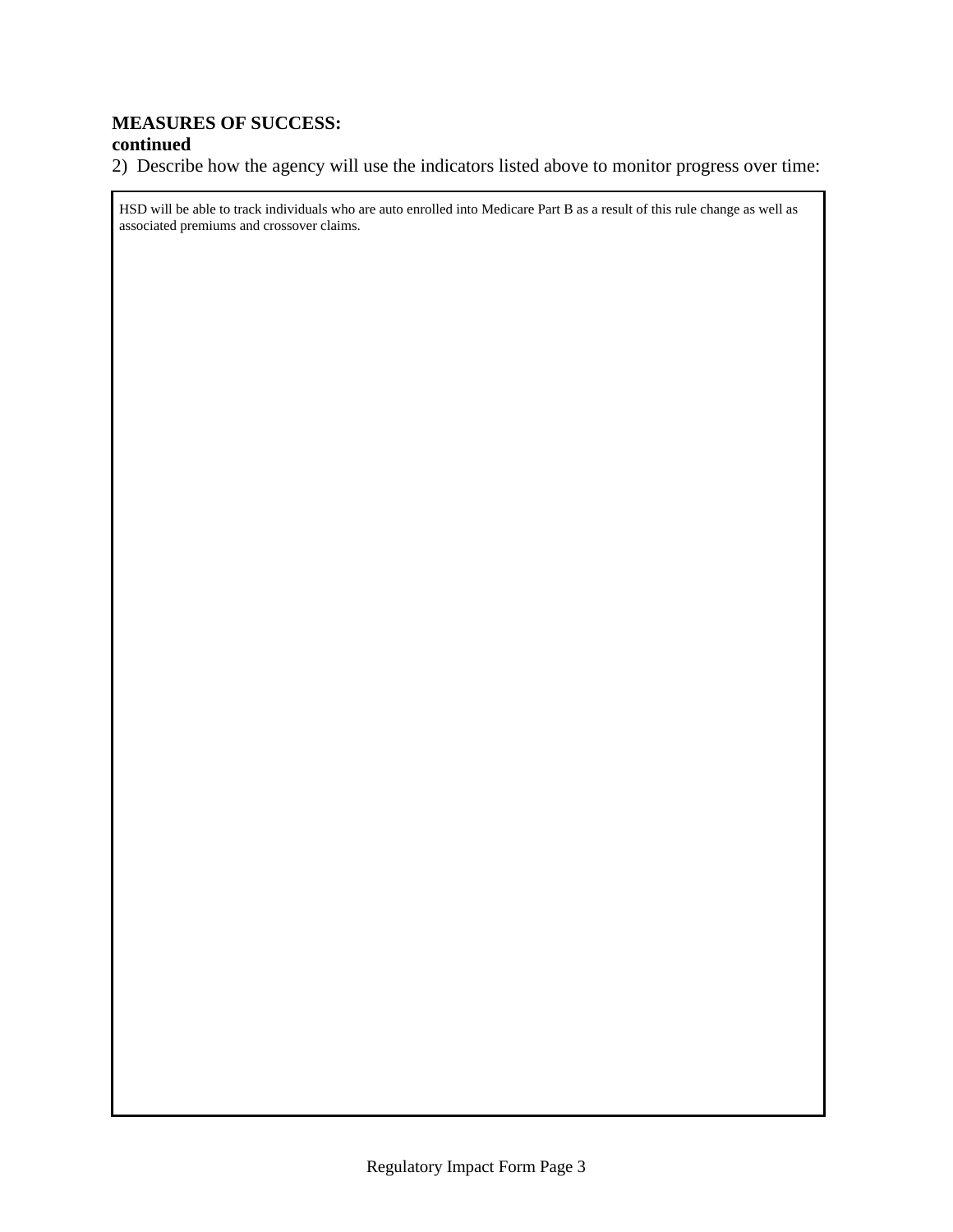**MEASURES OF SUCCESS:**
**continued**

2) Describe how the agency will use the indicators listed above to monitor progress over time:

HSD will be able to track individuals who are auto enrolled into Medicare Part B as a result of this rule change as well as associated premiums and crossover claims.

Regulatory Impact Form Page 3